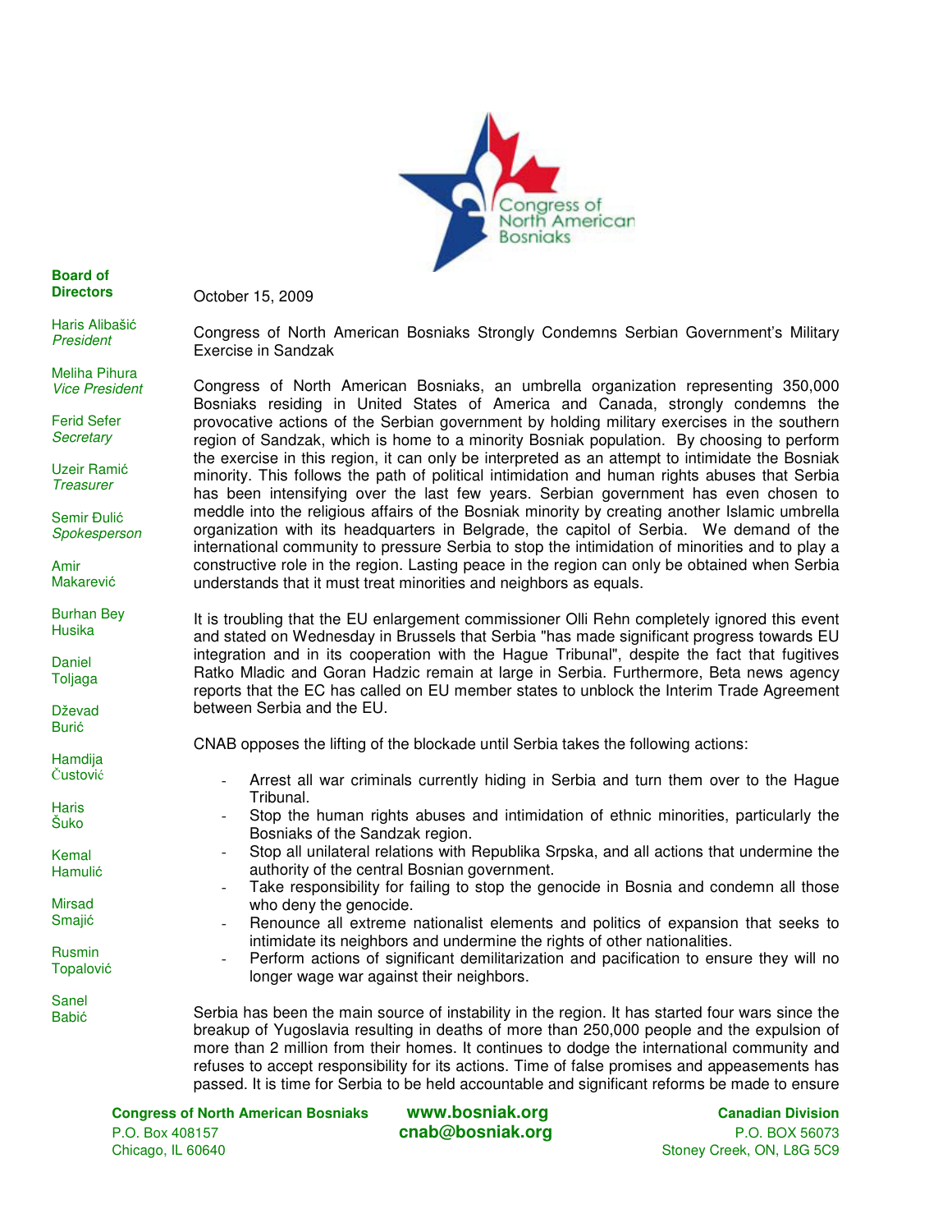Congress of North American Bosniaks

**Board of Directors**

Haris Alibašić
*President*

Meliha Pihura
*Vice President*

Ferid Sefer
*Secretary*

Uzeir Ramić
*Treasurer*

Semir Đulić
*Spokesperson*

Amir Makarević

Burhan Bey Husika

Daniel Toljaga

Dževad Burić

Hamdija Čustović

Haris Šuko

Kemal Hamulić

Mirsad Smajić

Rusmin Topalović

Sanel Babić

October 15, 2009

Congress of North American Bosniaks Strongly Condemns Serbian Government's Military Exercise in Sandzak

Congress of North American Bosniaks, an umbrella organization representing 350,000 Bosniaks residing in United States of America and Canada, strongly condemns the provocative actions of the Serbian government by holding military exercises in the southern region of Sandzak, which is home to a minority Bosniak population. By choosing to perform the exercise in this region, it can only be interpreted as an attempt to intimidate the Bosniak minority. This follows the path of political intimidation and human rights abuses that Serbia has been intensifying over the last few years. Serbian government has even chosen to meddle into the religious affairs of the Bosniak minority by creating another Islamic umbrella organization with its headquarters in Belgrade, the capitol of Serbia. We demand of the international community to pressure Serbia to stop the intimidation of minorities and to play a constructive role in the region. Lasting peace in the region can only be obtained when Serbia understands that it must treat minorities and neighbors as equals.

It is troubling that the EU enlargement commissioner Olli Rehn completely ignored this event and stated on Wednesday in Brussels that Serbia "has made significant progress towards EU integration and in its cooperation with the Hague Tribunal", despite the fact that fugitives Ratko Mladic and Goran Hadzic remain at large in Serbia. Furthermore, Beta news agency reports that the EC has called on EU member states to unblock the Interim Trade Agreement between Serbia and the EU.

CNAB opposes the lifting of the blockade until Serbia takes the following actions:

- Arrest all war criminals currently hiding in Serbia and turn them over to the Hague Tribunal.
- Stop the human rights abuses and intimidation of ethnic minorities, particularly the Bosniaks of the Sandzak region.
- Stop all unilateral relations with Republika Srpska, and all actions that undermine the authority of the central Bosnian government.
- Take responsibility for failing to stop the genocide in Bosnia and condemn all those who deny the genocide.
- Renounce all extreme nationalist elements and politics of expansion that seeks to intimidate its neighbors and undermine the rights of other nationalities.
- Perform actions of significant demilitarization and pacification to ensure they will no longer wage war against their neighbors.

Serbia has been the main source of instability in the region. It has started four wars since the breakup of Yugoslavia resulting in deaths of more than 250,000 people and the expulsion of more than 2 million from their homes. It continues to dodge the international community and refuses to accept responsibility for its actions. Time of false promises and appeasements has passed. It is time for Serbia to be held accountable and significant reforms be made to ensure

**Congress of North American Bosniaks**
P.O. Box 408157
Chicago, IL 60640

**www.bosniak.org**
**cnab@bosniak.org**

**Canadian Division**
P.O. BOX 56073
Stoney Creek, ON, L8G 5C9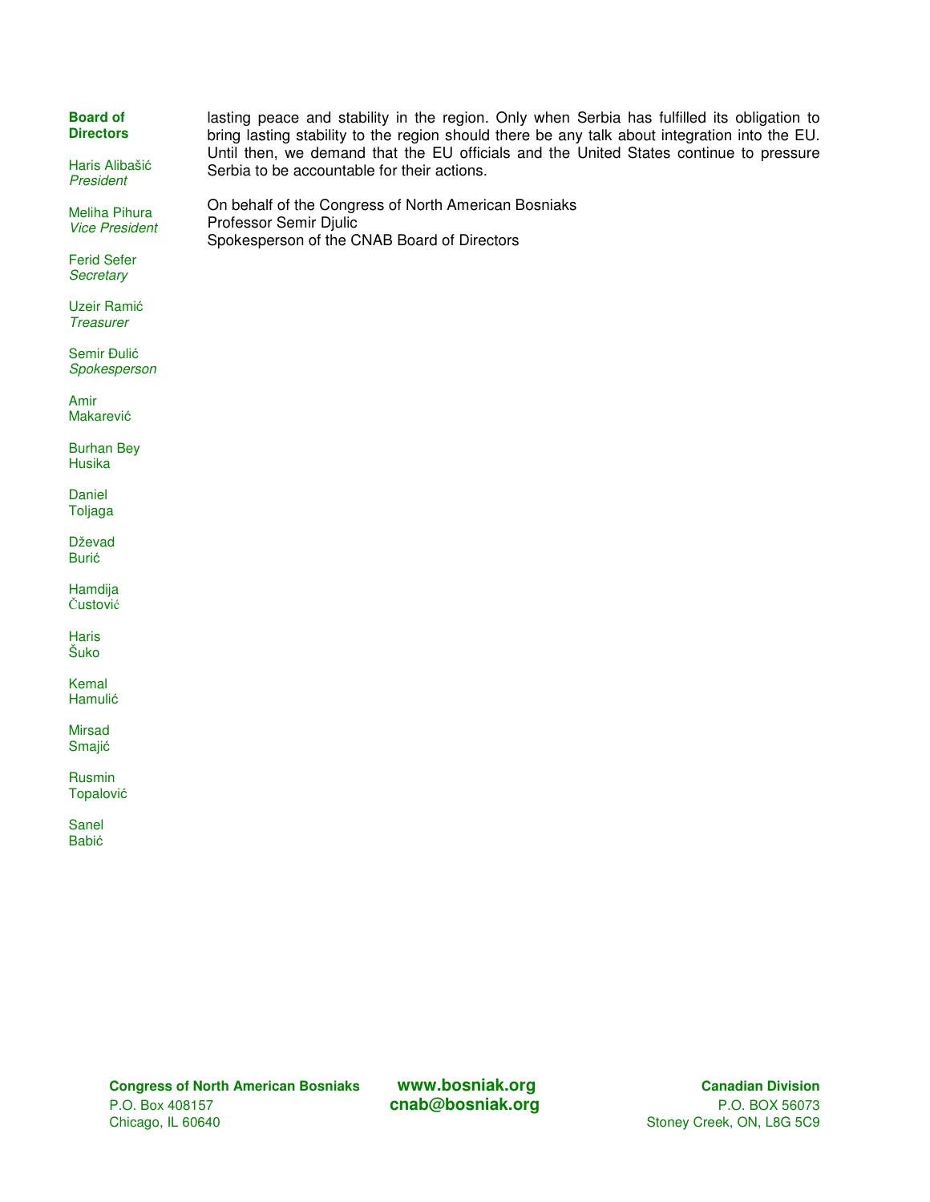**Board of Directors**

Haris Alibašić
*President*

Meliha Pihura
*Vice President*

Ferid Sefer
*Secretary*

Uzeir Ramić
*Treasurer*

Semir Đulić
*Spokesperson*

Amir Makarević

Burhan Bey Husika

Daniel Toljaga

Dževad Burić

Hamdija Čustović

Haris Šuko

Kemal Hamulić

Mirsad Smajić

Rusmin Topalović

Sanel Babić

lasting peace and stability in the region. Only when Serbia has fulfilled its obligation to bring lasting stability to the region should there be any talk about integration into the EU. Until then, we demand that the EU officials and the United States continue to pressure Serbia to be accountable for their actions.

On behalf of the Congress of North American Bosniaks
Professor Semir Djulic
Spokesperson of the CNAB Board of Directors

**Congress of North American Bosniaks**
P.O. Box 408157
Chicago, IL 60640

**www.bosniak.org**
**cnab@bosniak.org**

**Canadian Division**
P.O. BOX 56073
Stoney Creek, ON, L8G 5C9